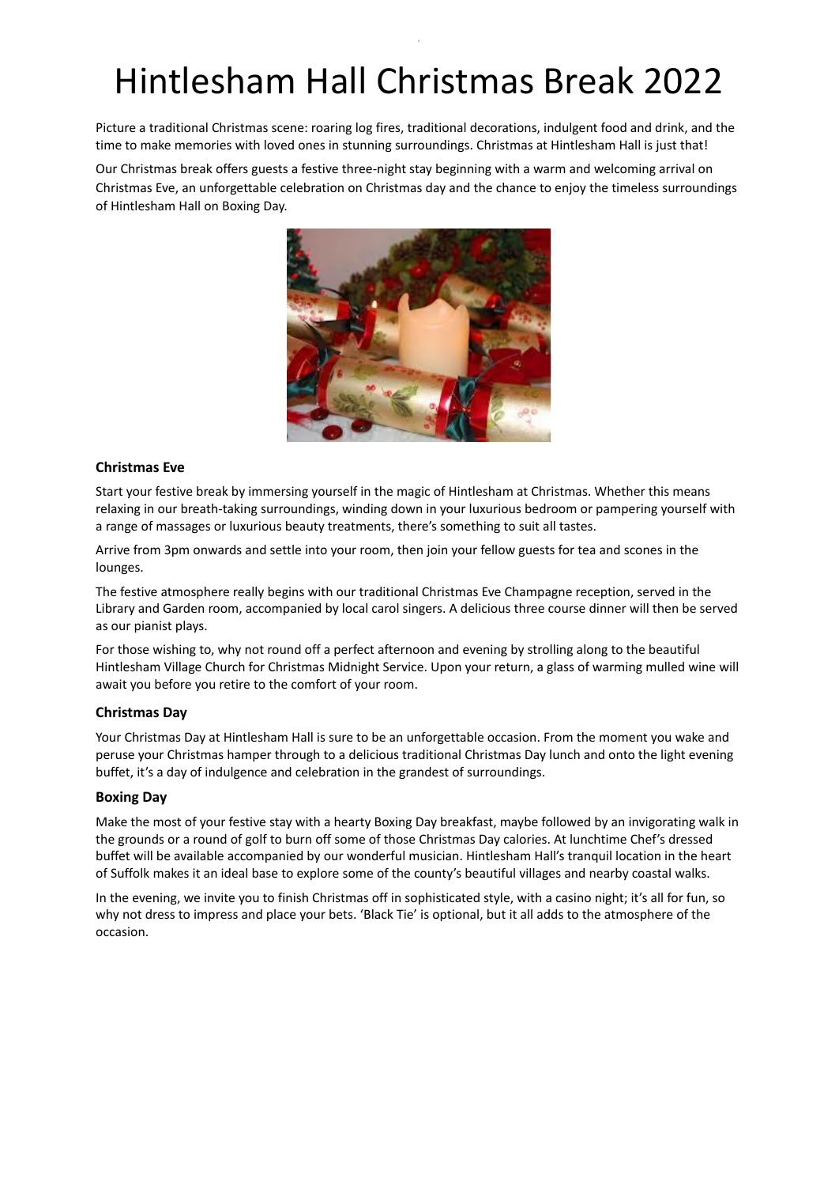# Hintlesham Hall Christmas Break 2022

Picture a traditional Christmas scene: roaring log fires, traditional decorations, indulgent food and drink, and the time to make memories with loved ones in stunning surroundings. Christmas at Hintlesham Hall is just that!

Our Christmas break offers guests a festive three-night stay beginning with a warm and welcoming arrival on Christmas Eve, an unforgettable celebration on Christmas day and the chance to enjoy the timeless surroundings of Hintlesham Hall on Boxing Day.

### Christmas Eve

Start your festive break by immersing yourself in the magic of Hintlesham at Christmas. Whether this means relaxing in our breath-taking surroundings, winding down in your luxurious bedroom or pampering yourself with a range of massages or luxurious beauty treatments, there's something to suit all tastes.

Arrive from 3pm onwards and settle into your room, then join your fellow guests for tea and scones in the lounges.

The festive atmosphere really begins with our traditional Christmas Eve Champagne reception, served in the Library and Garden room, accompanied by local carol singers. A delicious three course dinner will then be served as our pianist plays.

For those wishing to, why not round off a perfect afternoon and evening by strolling along to the beautiful Hintlesham Village Church for Christmas Midnight Service. Upon your return, a glass of warming mulled wine will await you before you retire to the comfort of your room.

### Christmas Day

Your Christmas Day at Hintlesham Hall is sure to be an unforgettable occasion. From the moment you wake and peruse your Christmas hamper through to a delicious traditional Christmas Day lunch and onto the light evening buffet, it's a day of indulgence and celebration in the grandest of surroundings.

### Boxing Day

Make the most of your festive stay with a hearty Boxing Day breakfast, maybe followed by an invigorating walk in the grounds or a round of golf to burn off some of those Christmas Day calories. At lunchtime Chef's dressed buffet will be available accompanied by our wonderful musician. Hintlesham Hall's tranquil location in the heart of Suffolk makes it an ideal base to explore some of the county's beautiful villages and nearby coastal walks.

In the evening, we invite you to finish Christmas off in sophisticated style, with a casino night; it's all for fun, so why not dress to impress and place your bets. 'Black Tie' is optional, but it all adds to the atmosphere of the occasion.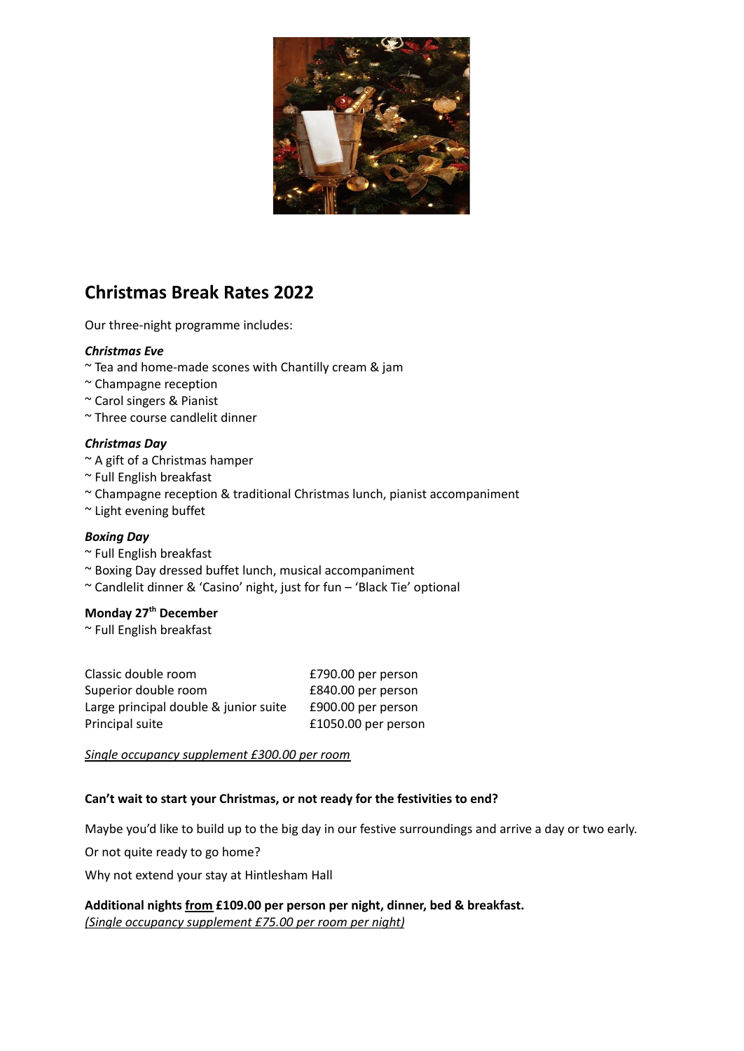## Christmas Break Rates 2022

Our three-night programme includes:

***Christmas Eve***

~ Tea and home-made scones with Chantilly cream & jam
~ Champagne reception
~ Carol singers & Pianist
~ Three course candlelit dinner

***Christmas Day***

~ A gift of a Christmas hamper
~ Full English breakfast
~ Champagne reception & traditional Christmas lunch, pianist accompaniment
~ Light evening buffet

***Boxing Day***

~ Full English breakfast
~ Boxing Day dressed buffet lunch, musical accompaniment
~ Candlelit dinner & 'Casino' night, just for fun – 'Black Tie' optional

**Monday 27th December**

~ Full English breakfast

| | |
|---|---|
| Classic double room | £790.00 per person |
| Superior double room | £840.00 per person |
| Large principal double & junior suite | £900.00 per person |
| Principal suite | £1050.00 per person |

*Single occupancy supplement £300.00 per room*

**Can't wait to start your Christmas, or not ready for the festivities to end?**

Maybe you'd like to build up to the big day in our festive surroundings and arrive a day or two early.

Or not quite ready to go home?

Why not extend your stay at Hintlesham Hall

**Additional nights from £109.00 per person per night, dinner, bed & breakfast.**
*(Single occupancy supplement £75.00 per room per night)*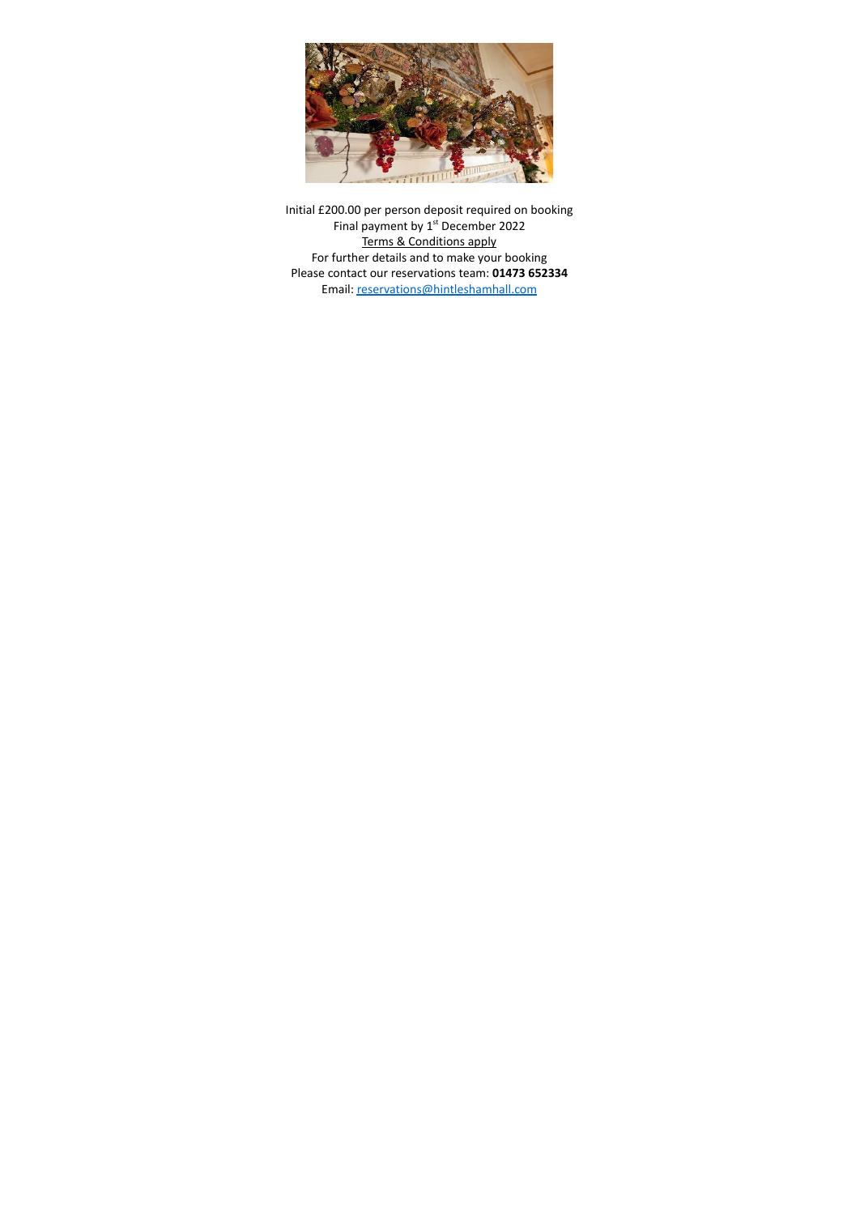Initial £200.00 per person deposit required on booking

Final payment by 1st December 2022

Terms & Conditions apply

For further details and to make your booking

Please contact our reservations team: **01473 652334**

Email: reservations@hintleshamhall.com